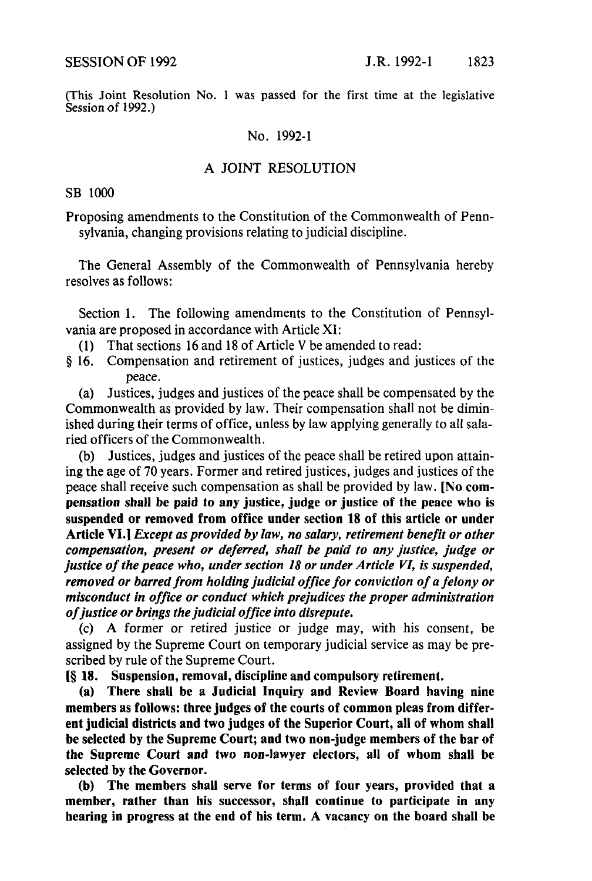(This Joint Resolution No. 1 was passed for the first time at the legislative Session of 1992.)

No. 1992-1

## A JOINT RESOLUTION

SB 1000

Proposing amendments to the Constitution of the Commonwealth of Pennsylvania, changing provisions relating to judicial discipline.

The General Assembly of the Commonwealth of Pennsylvania hereby resolves as follows:

Section 1. The following amendments to the Constitution of Pennsylvania are proposed in accordance with Article XI:

(1) That sections 16 and 18 of Article V be amended to read:

§ 16. Compensation and retirement of justices, judges and justices of the peace.

(a) Justices, judges and justices of the peace shall be compensated by the Commonwealth as provided by law. Their compensation shall not be diminished during their terms of office, unless by law applying generally to all salaried officers of the Commonwealth.

(b) Justices, judges and justices of the peace shall be retired upon attaining the age of 70 years. Former and retired justices, judges and justices of the peace shall receive such compensation as shall be provided by law. **[No compensation shall be paid to any justice, judge or justice of the peace who is suspended or removed from office under section 18 of this article or under Article VI.]** *Except as provided by law, no salary, retirement benefit or other compensation, present or deferred, shall be paid to any justice, judge or justice of the peace who, under section 18 or under Article VI, is suspended, removed or barred from holding judicial office for conviction of a felony or misconduct in office or conduct which prejudices the proper administration of justice or brings the judicial office into disrepute.*

(c) A former or retired justice or judge may, with his consent, be assigned by the Supreme Court on temporary judicial service as may be prescribed by rule of the Supreme Court.

**[§ 18. Suspension, removal, discipline and compulsory retirement.**

**(a) There shall be a Judicial Inquiry and Review Board having nine members as follows: three judges of the courts of common pleas from different judicial districts and two judges of the Superior Court, all of whom shall be selected by the Supreme Court; and two non-judge members of the bar of the Supreme Court and two non-lawyer electors, all of whom shall be selected by the Governor.**

**(b) The members shall serve for terms of four years, provided that a member, rather than his successor, shall continue to participate in any hearing in progress at the end of his term. A vacancy on the board shall be**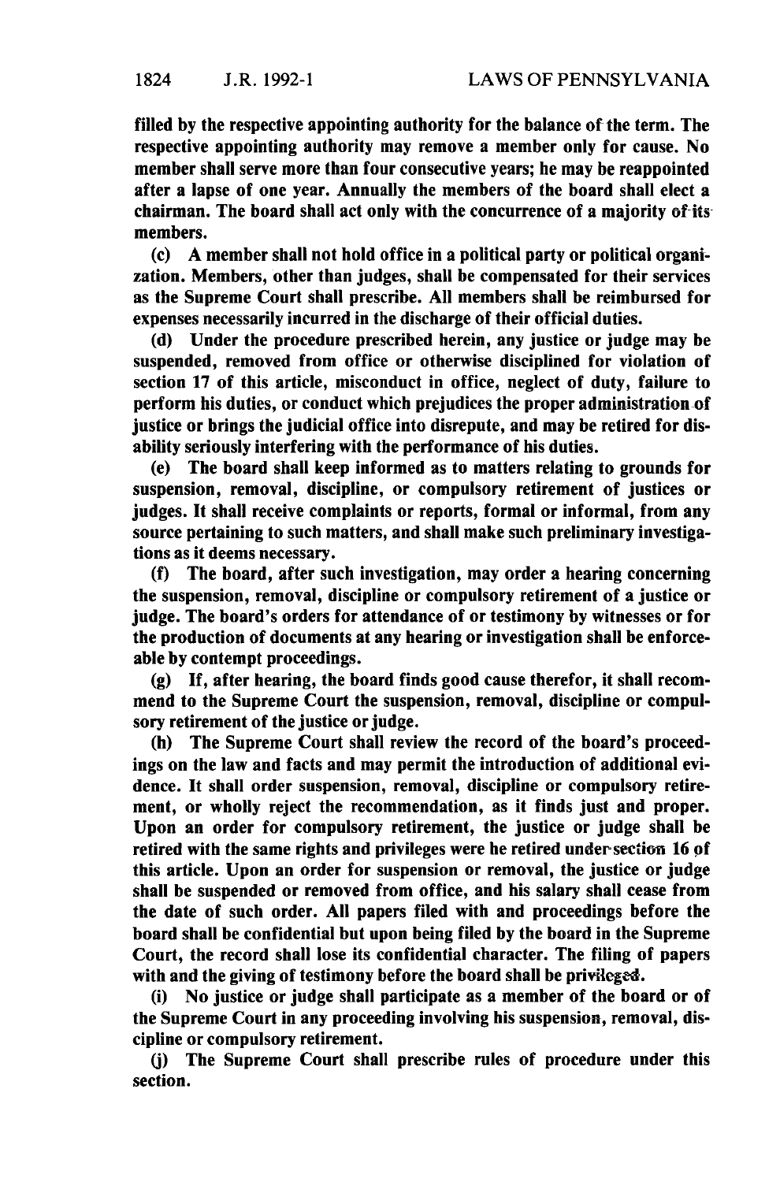**filled by the respective appointing authority for the balance of the term. The respective appointing authority may remove a member only for cause. No member shall serve more than four consecutive years; he may be reappointed after a lapse of one year. Annually the members of the board shall elect a chairman. The board shall act only with the concurrence of a majority of its members.**

**(c) A member shall not hold office in a political party or political organization. Members, other than judges, shall be compensated for their services as the Supreme Court shall prescribe. All members shall be reimbursed for expenses necessarily incurred in the discharge of their official duties.**

**(d) Under the procedure prescribed herein, any justice or judge may be suspended, removed from office or otherwise disciplined for violation of section 17 of this article, misconduct in office, neglect of duty, failure to perform his duties, or conduct which prejudices the proper administration of justice or brings the judicial office into disrepute, and may be retired for disability seriously interfering with the performance of his duties.**

**(e) The board shall keep informed as to matters relating to grounds for suspension, removal, discipline, or compulsory retirement of justices or judges. It shall receive complaints or reports, formal or informal, from any source pertaining to such matters, and shall make such preliminary investigations as it deems necessary.**

**(f) The board, after such investigation, may order a hearing concerning the suspension, removal, discipline or compulsory retirement of a justice or judge. The board's orders for attendance of or testimony by witnesses or for the production of documents at any hearing or investigation shall be enforceable by contempt proceedings.**

**(g) If, after hearing, the board finds good cause therefor, it shall recommend to the Supreme Court the suspension, removal, discipline or compulsory retirement of the justice or judge.**

**(h) The Supreme Court shall review the record of the board's proceedings on the law and facts and may permit the introduction of additional evidence. It shall order suspension, removal, discipline or compulsory retirement, or wholly reject the recommendation, as it finds just and proper. Upon an order for compulsory retirement, the justice or judge shall be retired with the same rights and privileges were he retired under section 16 of this article. Upon an order for suspension or removal, the justice or judge shall be suspended or removed from office, and his salary shall cease from the date of such order. All papers filed with and proceedings before the board shall be confidential but upon being filed by the board in the Supreme Court, the record shall lose its confidential character. The filing of papers with and the giving of testimony before the board shall be privileged.**

**(i) No justice or judge shall participate as a member of the board or of the Supreme Court in any proceeding involving his suspension, removal, discipline or compulsory retirement.**

**(j) The Supreme Court shall prescribe rules of procedure under this section.**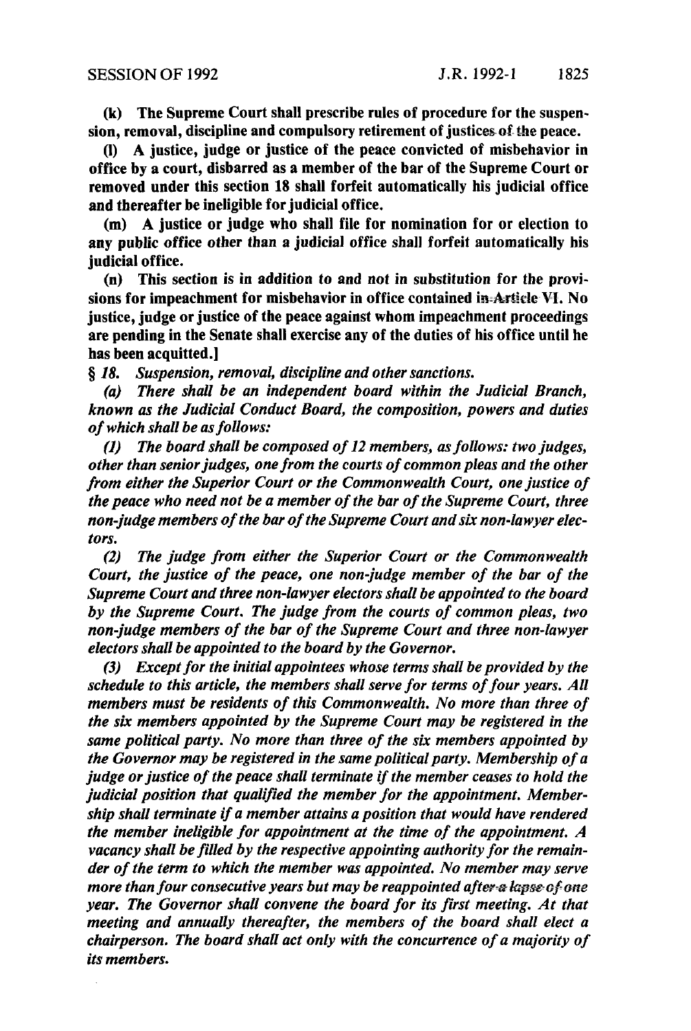**(k) The Supreme Court shall prescribe rules of procedure for the suspension, removal, discipline and compulsory retirement of justices of the peace.**

**(l) A justice, judge or justice of the peace convicted of misbehavior in office by a court, disbarred as a member of the bar of the Supreme Court or removed under this section 18 shall forfeit automatically his judicial office and thereafter be ineligible for judicial office.**

**(m) A justice or judge who shall file for nomination for or election to any public office other than a judicial office shall forfeit automatically his judicial office.**

**(n) This section is in addition to and not in substitution for the provisions for impeachment for misbehavior in office contained in Article VI. No justice, judge or justice of the peace against whom impeachment proceedings are pending in the Senate shall exercise any of the duties of his office until he has been acquitted.]**

§ *18. Suspension, removal, discipline and other sanctions.*

*(a) There shall be an independent board within the Judicial Branch, known as the Judicial Conduct Board, the composition, powers and duties of which shall be as follows:*

*(1) The board shall be composed of 12 members, as follows: two judges, other than senior judges, one from the courts of common pleas and the other from either the Superior Court or the Commonwealth Court, one justice of the peace who need not be a member of the bar of the Supreme Court, three non-judge members of the bar of the Supreme Court and six non-lawyer electors.*

*(2) The judge from either the Superior Court or the Commonwealth Court, the justice of the peace, one non-judge member of the bar of the Supreme Court and three non-lawyer electors shall be appointed to the board by the Supreme Court. The judge from the courts of common pleas, two non-judge members of the bar of the Supreme Court and three non-lawyer electors shall be appointed to the board by the Governor.*

*(3) Except for the initial appointees whose terms shall be provided by the schedule to this article, the members shall serve for terms of four years. All members must be residents of this Commonwealth. No more than three of the six members appointed by the Supreme Court may be registered in the same political party. No more than three of the six members appointed by the Governor may be registered in the same political party. Membership of a judge or justice of the peace shall terminate if the member ceases to hold the judicial position that qualified the member for the appointment. Membership shall terminate if a member attains a position that would have rendered the member ineligible for appointment at the time of the appointment. A vacancy shall be filled by the respective appointing authority for the remainder of the term to which the member was appointed. No member may serve more than four consecutive years but may be reappointed after a lapse of one year. The Governor shall convene the board for its first meeting. At that meeting and annually thereafter, the members of the board shall elect a chairperson. The board shall act only with the concurrence of a majority of its members.*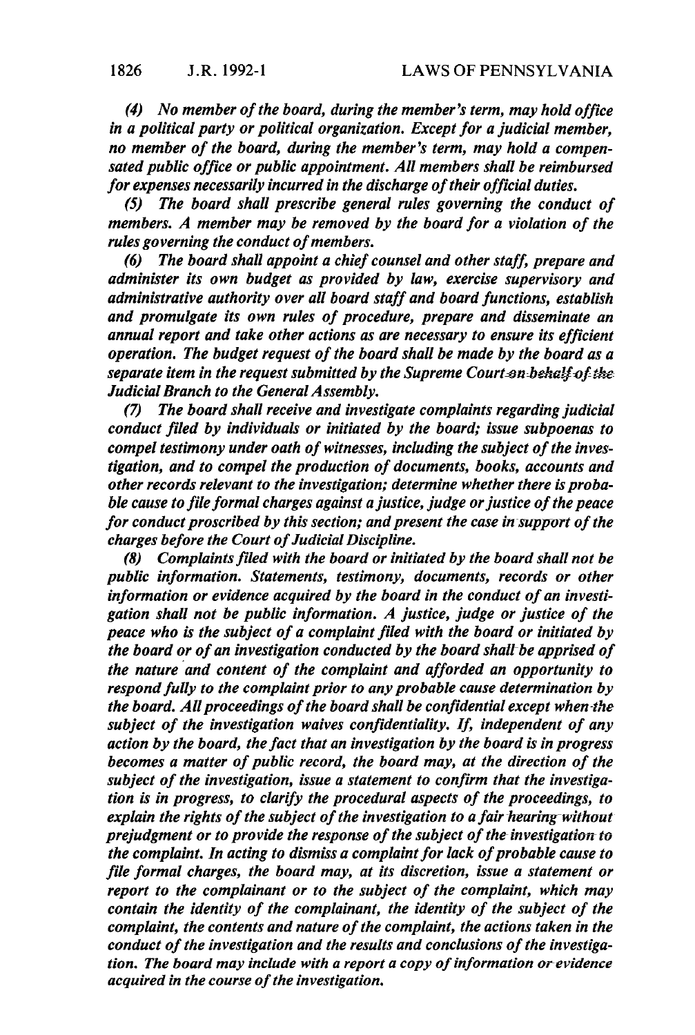*(4) No member of the board, during the member's term, may hold office in a political party or political organization. Except for a judicial member, no member of the board, during the member's term, may hold a compensated public office or public appointment. All members shall be reimbursed for expenses necessarily incurred in the discharge of their official duties.*

*(5) The board shall prescribe general rules governing the conduct of members. A member may be removed by the board for a violation of the rules governing the conduct of members.*

*(6) The board shall appoint a chief counsel and other staff, prepare and administer its own budget as provided by law, exercise supervisory and administrative authority over all board staff and board functions, establish and promulgate its own rules of procedure, prepare and disseminate an annual report and take other actions as are necessary to ensure its efficient operation. The budget request of the board shall be made by the board as a separate item in the request submitted by the Supreme Court ~~on behalf of the~~ Judicial Branch to the General Assembly.*

*(7) The board shall receive and investigate complaints regarding judicial conduct filed by individuals or initiated by the board; issue subpoenas to compel testimony under oath of witnesses, including the subject of the investigation, and to compel the production of documents, books, accounts and other records relevant to the investigation; determine whether there is probable cause to file formal charges against a justice, judge or justice of the peace for conduct proscribed by this section; and present the case in support of the charges before the Court of Judicial Discipline.*

*(8) Complaints filed with the board or initiated by the board shall not be public information. Statements, testimony, documents, records or other information or evidence acquired by the board in the conduct of an investigation shall not be public information. A justice, judge or justice of the peace who is the subject of a complaint filed with the board or initiated by the board or of an investigation conducted by the board shall be apprised of the nature and content of the complaint and afforded an opportunity to respond fully to the complaint prior to any probable cause determination by the board. All proceedings of the board shall be confidential except when the subject of the investigation waives confidentiality. If, independent of any action by the board, the fact that an investigation by the board is in progress becomes a matter of public record, the board may, at the direction of the subject of the investigation, issue a statement to confirm that the investigation is in progress, to clarify the procedural aspects of the proceedings, to explain the rights of the subject of the investigation to a fair hearing without prejudgment or to provide the response of the subject of the investigation to the complaint. In acting to dismiss a complaint for lack of probable cause to file formal charges, the board may, at its discretion, issue a statement or report to the complainant or to the subject of the complaint, which may contain the identity of the complainant, the identity of the subject of the complaint, the contents and nature of the complaint, the actions taken in the conduct of the investigation and the results and conclusions of the investigation. The board may include with a report a copy of information or evidence acquired in the course of the investigation.*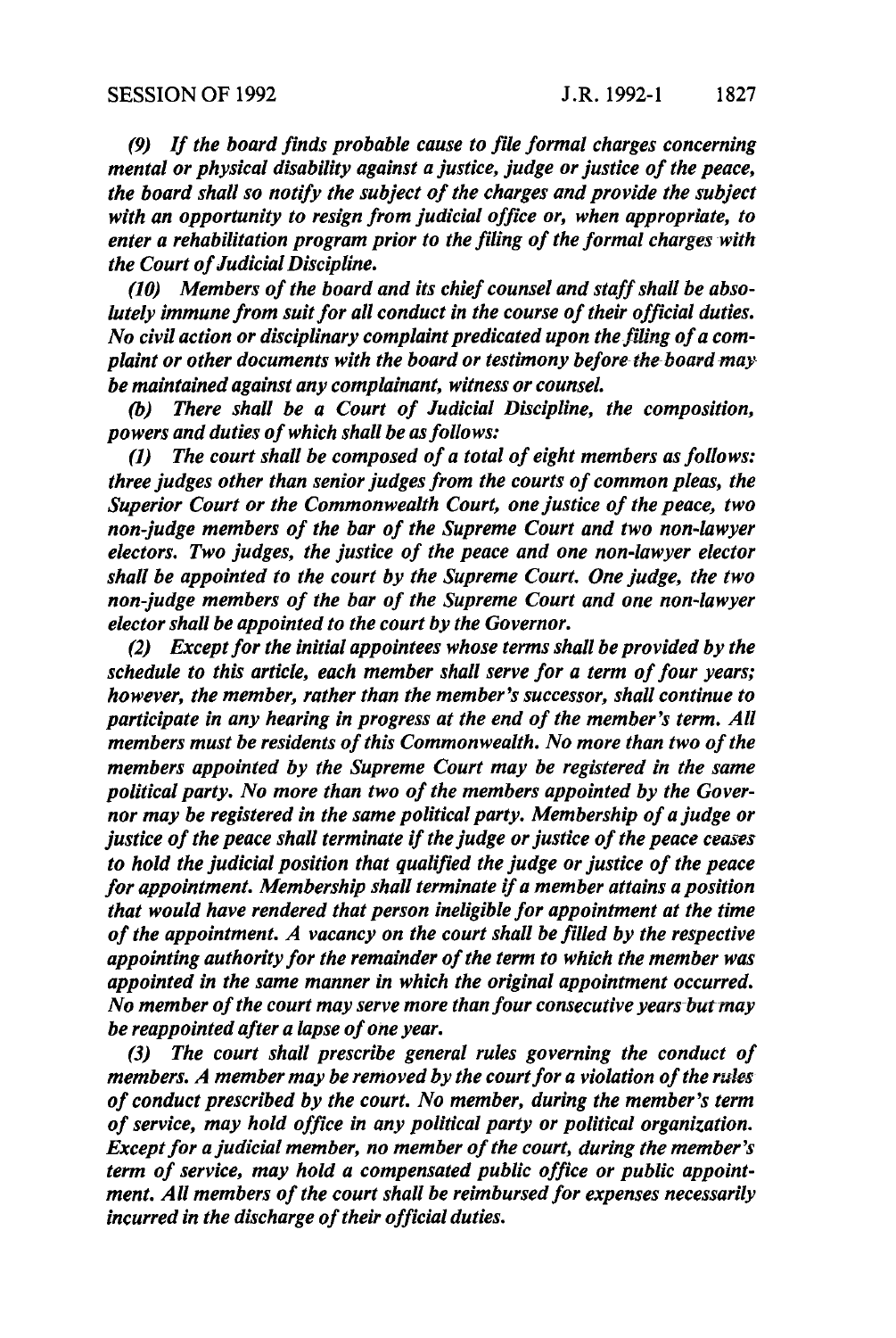*(9) If the board finds probable cause to file formal charges concerning mental or physical disability against a justice, judge or justice of the peace, the board shall so notify the subject of the charges and provide the subject with an opportunity to resign from judicial office or, when appropriate, to enter a rehabilitation program prior to the filing of the formal charges with the Court of Judicial Discipline.*

*(10) Members of the board and its chief counsel and staff shall be absolutely immune from suit for all conduct in the course of their official duties. No civil action or disciplinary complaint predicated upon the filing of a complaint or other documents with the board or testimony before the board may be maintained against any complainant, witness or counsel.*

*(b) There shall be a Court of Judicial Discipline, the composition, powers and duties of which shall be as follows:*

*(1) The court shall be composed of a total of eight members as follows: three judges other than senior judges from the courts of common pleas, the Superior Court or the Commonwealth Court, one justice of the peace, two non-judge members of the bar of the Supreme Court and two non-lawyer electors. Two judges, the justice of the peace and one non-lawyer elector shall be appointed to the court by the Supreme Court. One judge, the two non-judge members of the bar of the Supreme Court and one non-lawyer elector shall be appointed to the court by the Governor.*

*(2) Except for the initial appointees whose terms shall be provided by the schedule to this article, each member shall serve for a term of four years; however, the member, rather than the member's successor, shall continue to participate in any hearing in progress at the end of the member's term. All members must be residents of this Commonwealth. No more than two of the members appointed by the Supreme Court may be registered in the same political party. No more than two of the members appointed by the Governor may be registered in the same political party. Membership of a judge or justice of the peace shall terminate if the judge or justice of the peace ceases to hold the judicial position that qualified the judge or justice of the peace for appointment. Membership shall terminate if a member attains a position that would have rendered that person ineligible for appointment at the time of the appointment. A vacancy on the court shall be filled by the respective appointing authority for the remainder of the term to which the member was appointed in the same manner in which the original appointment occurred. No member of the court may serve more than four consecutive years but may be reappointed after a lapse of one year.*

*(3) The court shall prescribe general rules governing the conduct of members. A member may be removed by the court for a violation of the rules of conduct prescribed by the court. No member, during the member's term of service, may hold office in any political party or political organization. Except for a judicial member, no member of the court, during the member's term of service, may hold a compensated public office or public appointment. All members of the court shall be reimbursed for expenses necessarily incurred in the discharge of their official duties.*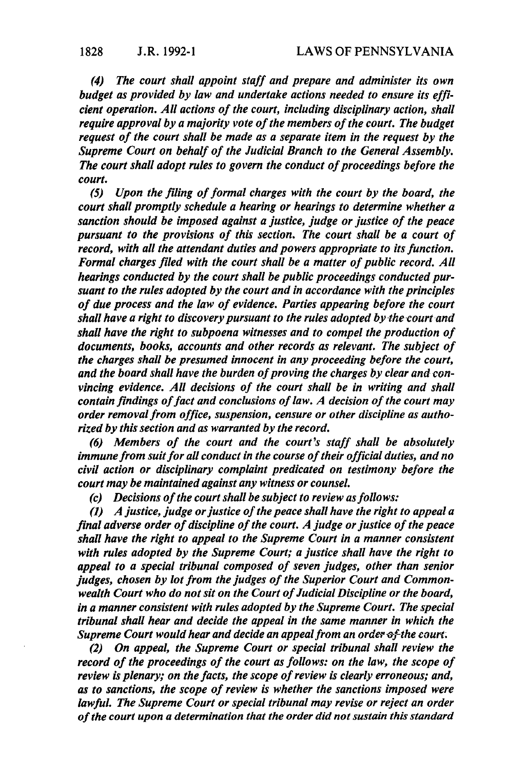*(4) The court shall appoint staff and prepare and administer its own budget as provided by law and undertake actions needed to ensure its efficient operation. All actions of the court, including disciplinary action, shall require approval by a majority vote of the members of the court. The budget request of the court shall be made as a separate item in the request by the Supreme Court on behalf of the Judicial Branch to the General Assembly. The court shall adopt rules to govern the conduct of proceedings before the court.*

*(5) Upon the filing of formal charges with the court by the board, the court shall promptly schedule a hearing or hearings to determine whether a sanction should be imposed against a justice, judge or justice of the peace pursuant to the provisions of this section. The court shall be a court of record, with all the attendant duties and powers appropriate to its function. Formal charges filed with the court shall be a matter of public record. All hearings conducted by the court shall be public proceedings conducted pursuant to the rules adopted by the court and in accordance with the principles of due process and the law of evidence. Parties appearing before the court shall have a right to discovery pursuant to the rules adopted by the court and shall have the right to subpoena witnesses and to compel the production of documents, books, accounts and other records as relevant. The subject of the charges shall be presumed innocent in any proceeding before the court, and the board shall have the burden of proving the charges by clear and convincing evidence. All decisions of the court shall be in writing and shall contain findings of fact and conclusions of law. A decision of the court may order removal from office, suspension, censure or other discipline as authorized by this section and as warranted by the record.*

*(6) Members of the court and the court's staff shall be absolutely immune from suit for all conduct in the course of their official duties, and no civil action or disciplinary complaint predicated on testimony before the court may be maintained against any witness or counsel.*

*(c) Decisions of the court shall be subject to review as follows:*

*(1) A justice, judge or justice of the peace shall have the right to appeal a final adverse order of discipline of the court. A judge or justice of the peace shall have the right to appeal to the Supreme Court in a manner consistent with rules adopted by the Supreme Court; a justice shall have the right to appeal to a special tribunal composed of seven judges, other than senior judges, chosen by lot from the judges of the Superior Court and Commonwealth Court who do not sit on the Court of Judicial Discipline or the board, in a manner consistent with rules adopted by the Supreme Court. The special tribunal shall hear and decide the appeal in the same manner in which the Supreme Court would hear and decide an appeal from an order of the court.*

*(2) On appeal, the Supreme Court or special tribunal shall review the record of the proceedings of the court as follows: on the law, the scope of review is plenary; on the facts, the scope of review is clearly erroneous; and, as to sanctions, the scope of review is whether the sanctions imposed were lawful. The Supreme Court or special tribunal may revise or reject an order of the court upon a determination that the order did not sustain this standard*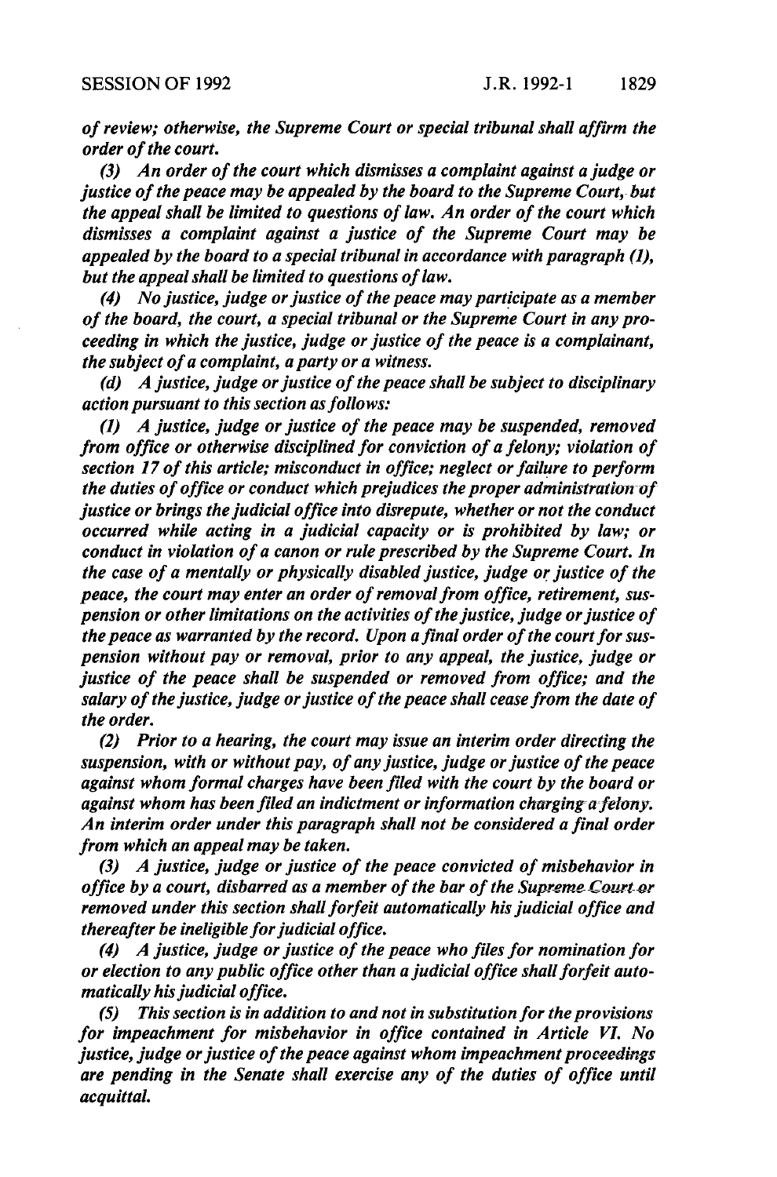*of review; otherwise, the Supreme Court or special tribunal shall affirm the order of the court.*

*(3) An order of the court which dismisses a complaint against a judge or justice of the peace may be appealed by the board to the Supreme Court, but the appeal shall be limited to questions of law. An order of the court which dismisses a complaint against a justice of the Supreme Court may be appealed by the board to a special tribunal in accordance with paragraph (1), but the appeal shall be limited to questions of law.*

*(4) No justice, judge or justice of the peace may participate as a member of the board, the court, a special tribunal or the Supreme Court in any proceeding in which the justice, judge or justice of the peace is a complainant, the subject of a complaint, a party or a witness.*

*(d) A justice, judge or justice of the peace shall be subject to disciplinary action pursuant to this section as follows:*

*(1) A justice, judge or justice of the peace may be suspended, removed from office or otherwise disciplined for conviction of a felony; violation of section 17 of this article; misconduct in office; neglect or failure to perform the duties of office or conduct which prejudices the proper administration of justice or brings the judicial office into disrepute, whether or not the conduct occurred while acting in a judicial capacity or is prohibited by law; or conduct in violation of a canon or rule prescribed by the Supreme Court. In the case of a mentally or physically disabled justice, judge or justice of the peace, the court may enter an order of removal from office, retirement, suspension or other limitations on the activities of the justice, judge or justice of the peace as warranted by the record. Upon a final order of the court for suspension without pay or removal, prior to any appeal, the justice, judge or justice of the peace shall be suspended or removed from office; and the salary of the justice, judge or justice of the peace shall cease from the date of the order.*

*(2) Prior to a hearing, the court may issue an interim order directing the suspension, with or without pay, of any justice, judge or justice of the peace against whom formal charges have been filed with the court by the board or against whom has been filed an indictment or information charging a felony. An interim order under this paragraph shall not be considered a final order from which an appeal may be taken.*

*(3) A justice, judge or justice of the peace convicted of misbehavior in office by a court, disbarred as a member of the bar of the Supreme Court or removed under this section shall forfeit automatically his judicial office and thereafter be ineligible for judicial office.*

*(4) A justice, judge or justice of the peace who files for nomination for or election to any public office other than a judicial office shall forfeit automatically his judicial office.*

*(5) This section is in addition to and not in substitution for the provisions for impeachment for misbehavior in office contained in Article VI. No justice, judge or justice of the peace against whom impeachment proceedings are pending in the Senate shall exercise any of the duties of office until acquittal.*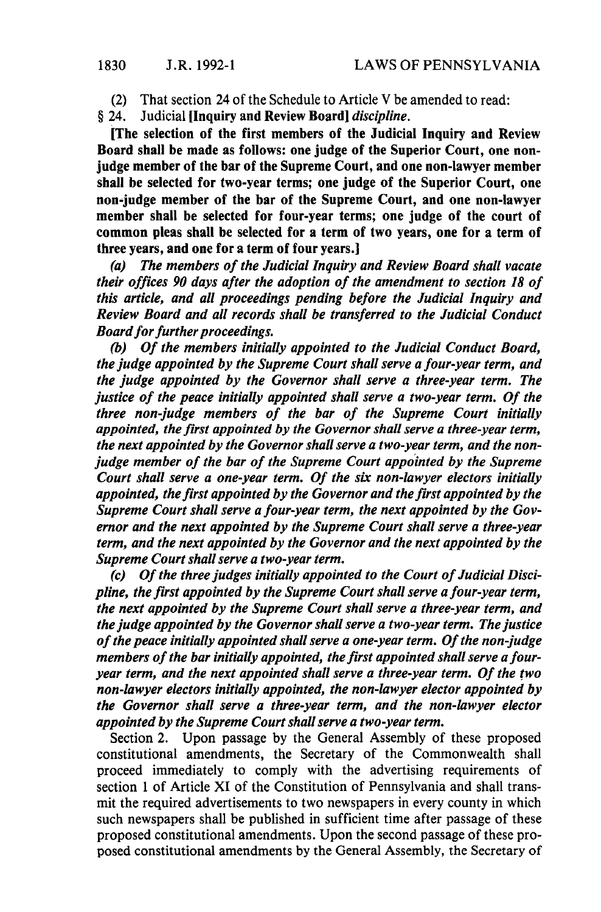(2) That section 24 of the Schedule to Article V be amended to read:

§ 24. Judicial **[Inquiry and Review Board]** *discipline.*

**[The selection of the first members of the Judicial Inquiry and Review Board shall be made as follows: one judge of the Superior Court, one non-judge member of the bar of the Supreme Court, and one non-lawyer member shall be selected for two-year terms; one judge of the Superior Court, one non-judge member of the bar of the Supreme Court, and one non-lawyer member shall be selected for four-year terms; one judge of the court of common pleas shall be selected for a term of two years, one for a term of three years, and one for a term of four years.]**

*(a) The members of the Judicial Inquiry and Review Board shall vacate their offices 90 days after the adoption of the amendment to section 18 of this article, and all proceedings pending before the Judicial Inquiry and Review Board and all records shall be transferred to the Judicial Conduct Board for further proceedings.*

*(b) Of the members initially appointed to the Judicial Conduct Board, the judge appointed by the Supreme Court shall serve a four-year term, and the judge appointed by the Governor shall serve a three-year term. The justice of the peace initially appointed shall serve a two-year term. Of the three non-judge members of the bar of the Supreme Court initially appointed, the first appointed by the Governor shall serve a three-year term, the next appointed by the Governor shall serve a two-year term, and the non-judge member of the bar of the Supreme Court appointed by the Supreme Court shall serve a one-year term. Of the six non-lawyer electors initially appointed, the first appointed by the Governor and the first appointed by the Supreme Court shall serve a four-year term, the next appointed by the Governor and the next appointed by the Supreme Court shall serve a three-year term, and the next appointed by the Governor and the next appointed by the Supreme Court shall serve a two-year term.*

*(c) Of the three judges initially appointed to the Court of Judicial Discipline, the first appointed by the Supreme Court shall serve a four-year term, the next appointed by the Supreme Court shall serve a three-year term, and the judge appointed by the Governor shall serve a two-year term. The justice of the peace initially appointed shall serve a one-year term. Of the non-judge members of the bar initially appointed, the first appointed shall serve a four-year term, and the next appointed shall serve a three-year term. Of the two non-lawyer electors initially appointed, the non-lawyer elector appointed by the Governor shall serve a three-year term, and the non-lawyer elector appointed by the Supreme Court shall serve a two-year term.*

Section 2. Upon passage by the General Assembly of these proposed constitutional amendments, the Secretary of the Commonwealth shall proceed immediately to comply with the advertising requirements of section 1 of Article XI of the Constitution of Pennsylvania and shall transmit the required advertisements to two newspapers in every county in which such newspapers shall be published in sufficient time after passage of these proposed constitutional amendments. Upon the second passage of these proposed constitutional amendments by the General Assembly, the Secretary of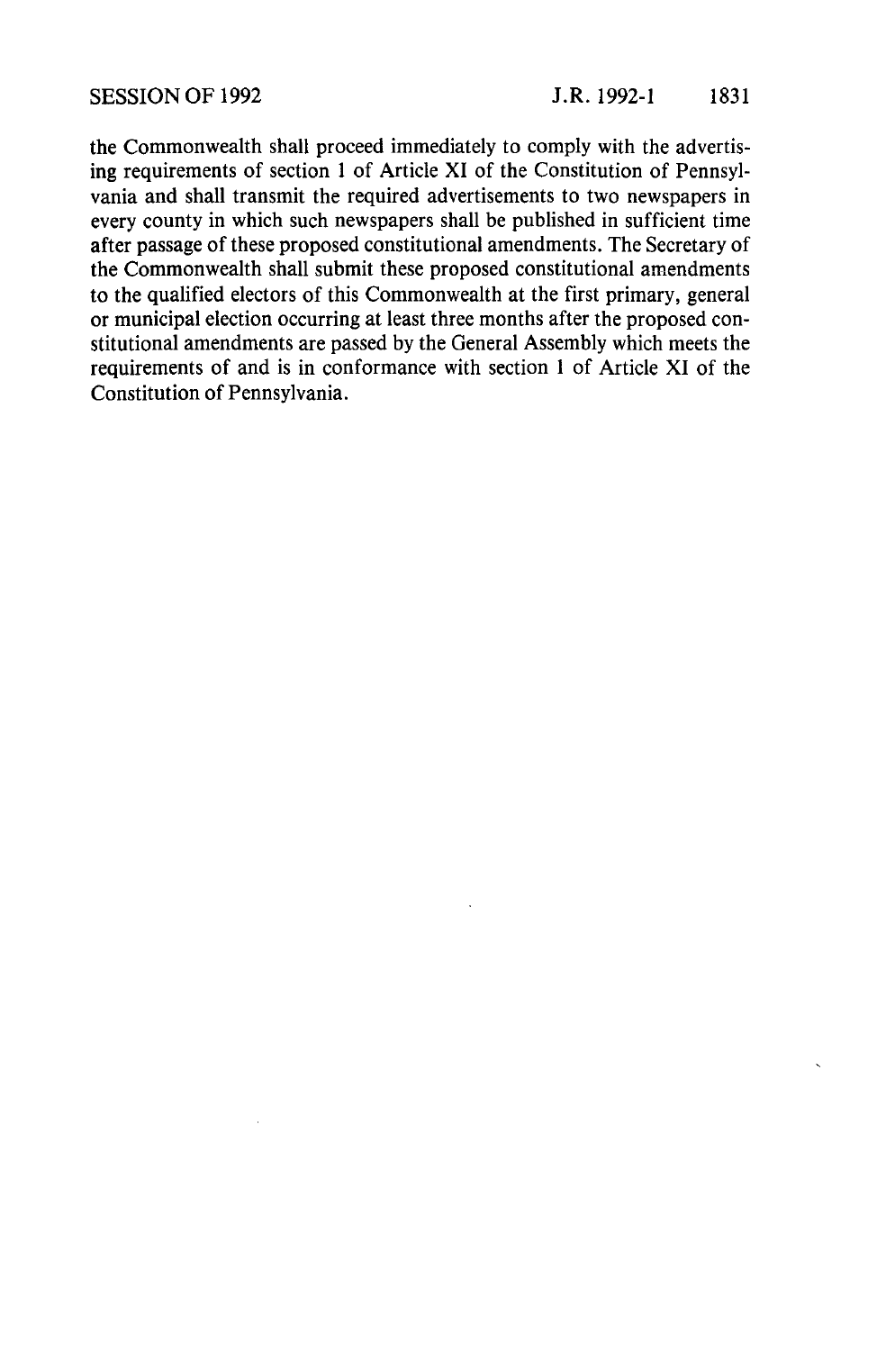the Commonwealth shall proceed immediately to comply with the advertising requirements of section 1 of Article XI of the Constitution of Pennsylvania and shall transmit the required advertisements to two newspapers in every county in which such newspapers shall be published in sufficient time after passage of these proposed constitutional amendments. The Secretary of the Commonwealth shall submit these proposed constitutional amendments to the qualified electors of this Commonwealth at the first primary, general or municipal election occurring at least three months after the proposed constitutional amendments are passed by the General Assembly which meets the requirements of and is in conformance with section 1 of Article XI of the Constitution of Pennsylvania.